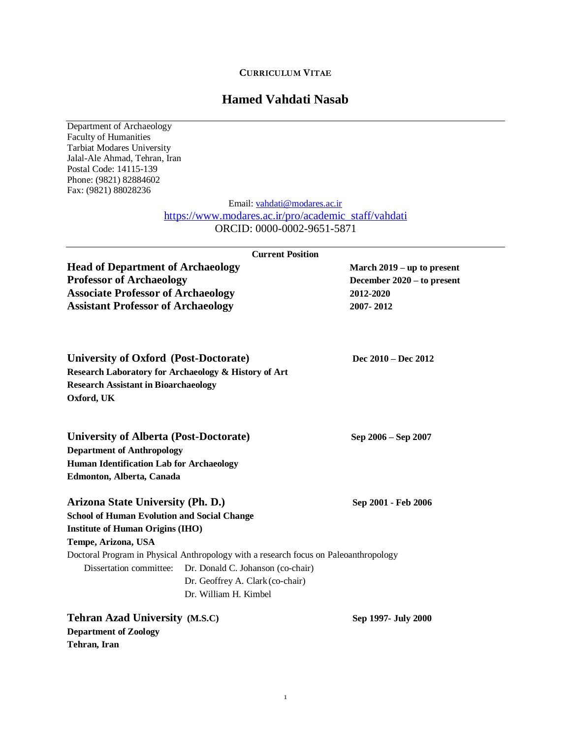**CURRICULUM VITAE**

# Hamed Vahdati Nasab

Department of Archaeology
Faculty of Humanities
Tarbiat Modares University
Jalal-Ale Ahmad, Tehran, Iran
Postal Code: 14115-139
Phone: (9821) 82884602
Fax: (9821) 88028236

Email: vahdati@modares.ac.ir
https://www.modares.ac.ir/pro/academic_staff/vahdati
ORCID: 0000-0002-9651-5871

## Current Position

**Head of Department of Archaeology** — **March 2019 – up to present**
**Professor of Archaeology** — **December 2020 – to present**
**Associate Professor of Archaeology** — **2012-2020**
**Assistant Professor of Archaeology** — **2007- 2012**

### University of Oxford (Post-Doctorate) — Dec 2010 – Dec 2012

**Research Laboratory for Archaeology & History of Art**
**Research Assistant in Bioarchaeology**
**Oxford, UK**

### University of Alberta (Post-Doctorate) — Sep 2006 – Sep 2007

**Department of Anthropology**
**Human Identification Lab for Archaeology**
**Edmonton, Alberta, Canada**

### Arizona State University (Ph. D.) — Sep 2001 - Feb 2006

**School of Human Evolution and Social Change**
**Institute of Human Origins (IHO)**
**Tempe, Arizona, USA**

Doctoral Program in Physical Anthropology with a research focus on Paleoanthropology

Dissertation committee:
- Dr. Donald C. Johanson (co-chair)
- Dr. Geoffrey A. Clark (co-chair)
- Dr. William H. Kimbel

### Tehran Azad University (M.S.C) — Sep 1997- July 2000

**Department of Zoology**
**Tehran, Iran**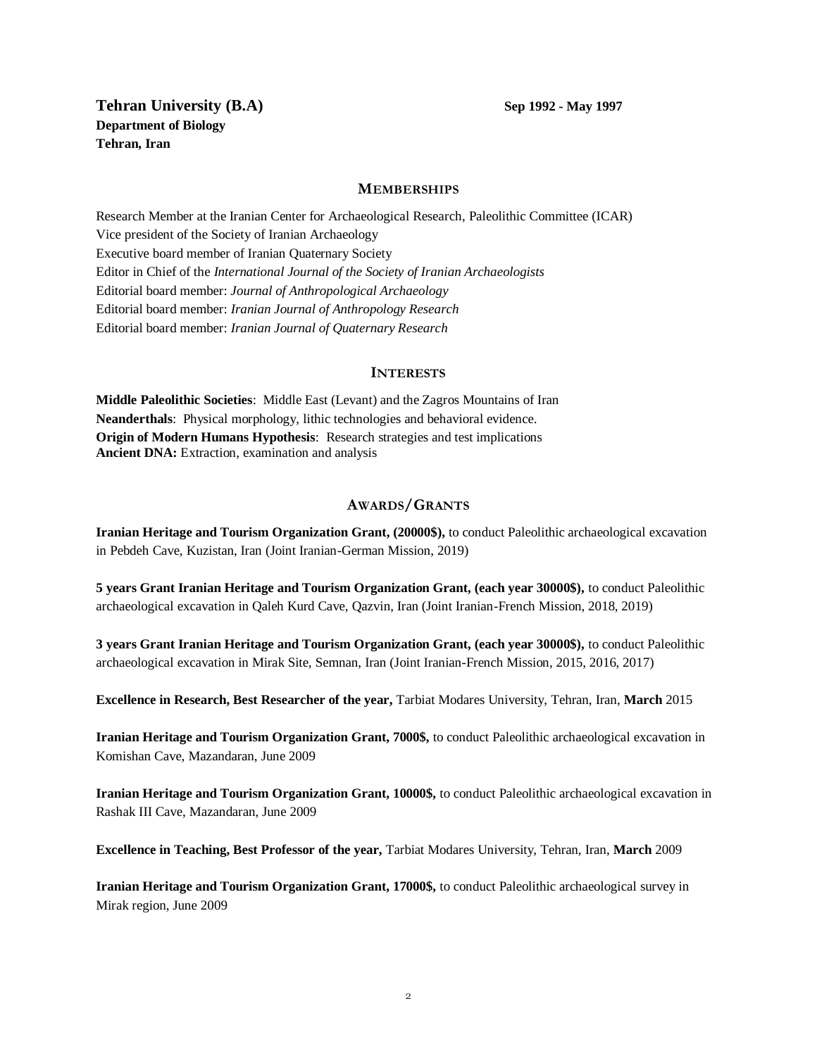**Tehran University (B.A)** **Sep 1992 - May 1997**
**Department of Biology**
**Tehran, Iran**

## MEMBERSHIPS

Research Member at the Iranian Center for Archaeological Research, Paleolithic Committee (ICAR)
Vice president of the Society of Iranian Archaeology
Executive board member of Iranian Quaternary Society
Editor in Chief of the *International Journal of the Society of Iranian Archaeologists*
Editorial board member: *Journal of Anthropological Archaeology*
Editorial board member: *Iranian Journal of Anthropology Research*
Editorial board member: *Iranian Journal of Quaternary Research*

## INTERESTS

**Middle Paleolithic Societies**: Middle East (Levant) and the Zagros Mountains of Iran
**Neanderthals**: Physical morphology, lithic technologies and behavioral evidence.
**Origin of Modern Humans Hypothesis**: Research strategies and test implications
**Ancient DNA:** Extraction, examination and analysis

## AWARDS/GRANTS

**Iranian Heritage and Tourism Organization Grant, (20000$),** to conduct Paleolithic archaeological excavation in Pebdeh Cave, Kuzistan, Iran (Joint Iranian-German Mission, 2019)

**5 years Grant Iranian Heritage and Tourism Organization Grant, (each year 30000$),** to conduct Paleolithic archaeological excavation in Qaleh Kurd Cave, Qazvin, Iran (Joint Iranian-French Mission, 2018, 2019)

**3 years Grant Iranian Heritage and Tourism Organization Grant, (each year 30000$),** to conduct Paleolithic archaeological excavation in Mirak Site, Semnan, Iran (Joint Iranian-French Mission, 2015, 2016, 2017)

**Excellence in Research, Best Researcher of the year,** Tarbiat Modares University, Tehran, Iran, **March** 2015

**Iranian Heritage and Tourism Organization Grant, 7000$,** to conduct Paleolithic archaeological excavation in Komishan Cave, Mazandaran, June 2009

**Iranian Heritage and Tourism Organization Grant, 10000$,** to conduct Paleolithic archaeological excavation in Rashak III Cave, Mazandaran, June 2009

**Excellence in Teaching, Best Professor of the year,** Tarbiat Modares University, Tehran, Iran, **March** 2009

**Iranian Heritage and Tourism Organization Grant, 17000$,** to conduct Paleolithic archaeological survey in Mirak region, June 2009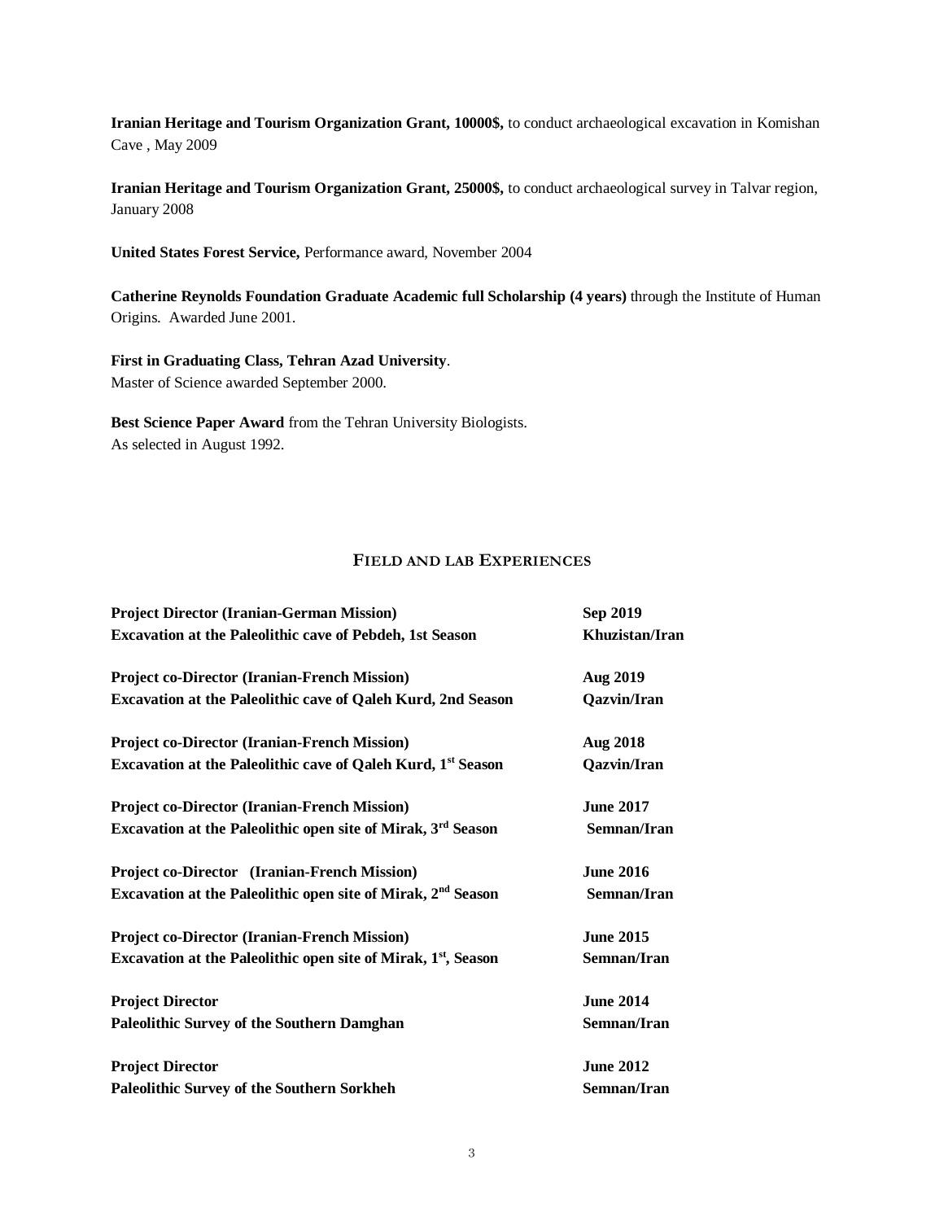**Iranian Heritage and Tourism Organization Grant, 10000$,** to conduct archaeological excavation in Komishan Cave , May 2009

**Iranian Heritage and Tourism Organization Grant, 25000$,** to conduct archaeological survey in Talvar region, January 2008

**United States Forest Service,** Performance award, November 2004

**Catherine Reynolds Foundation Graduate Academic full Scholarship (4 years)** through the Institute of Human Origins. Awarded June 2001.

**First in Graduating Class, Tehran Azad University**.
Master of Science awarded September 2000.

**Best Science Paper Award** from the Tehran University Biologists.
As selected in August 1992.

## FIELD AND LAB EXPERIENCES

**Project Director (Iranian-German Mission)** — **Sep 2019**
**Excavation at the Paleolithic cave of Pebdeh, 1st Season** — **Khuzistan/Iran**

**Project co-Director (Iranian-French Mission)** — **Aug 2019**
**Excavation at the Paleolithic cave of Qaleh Kurd, 2nd Season** — **Qazvin/Iran**

**Project co-Director (Iranian-French Mission)** — **Aug 2018**
**Excavation at the Paleolithic cave of Qaleh Kurd, 1st Season** — **Qazvin/Iran**

**Project co-Director (Iranian-French Mission)** — **June 2017**
**Excavation at the Paleolithic open site of Mirak, 3rd Season** — **Semnan/Iran**

**Project co-Director (Iranian-French Mission)** — **June 2016**
**Excavation at the Paleolithic open site of Mirak, 2nd Season** — **Semnan/Iran**

**Project co-Director (Iranian-French Mission)** — **June 2015**
**Excavation at the Paleolithic open site of Mirak, 1st, Season** — **Semnan/Iran**

**Project Director** — **June 2014**
**Paleolithic Survey of the Southern Damghan** — **Semnan/Iran**

**Project Director** — **June 2012**
**Paleolithic Survey of the Southern Sorkheh** — **Semnan/Iran**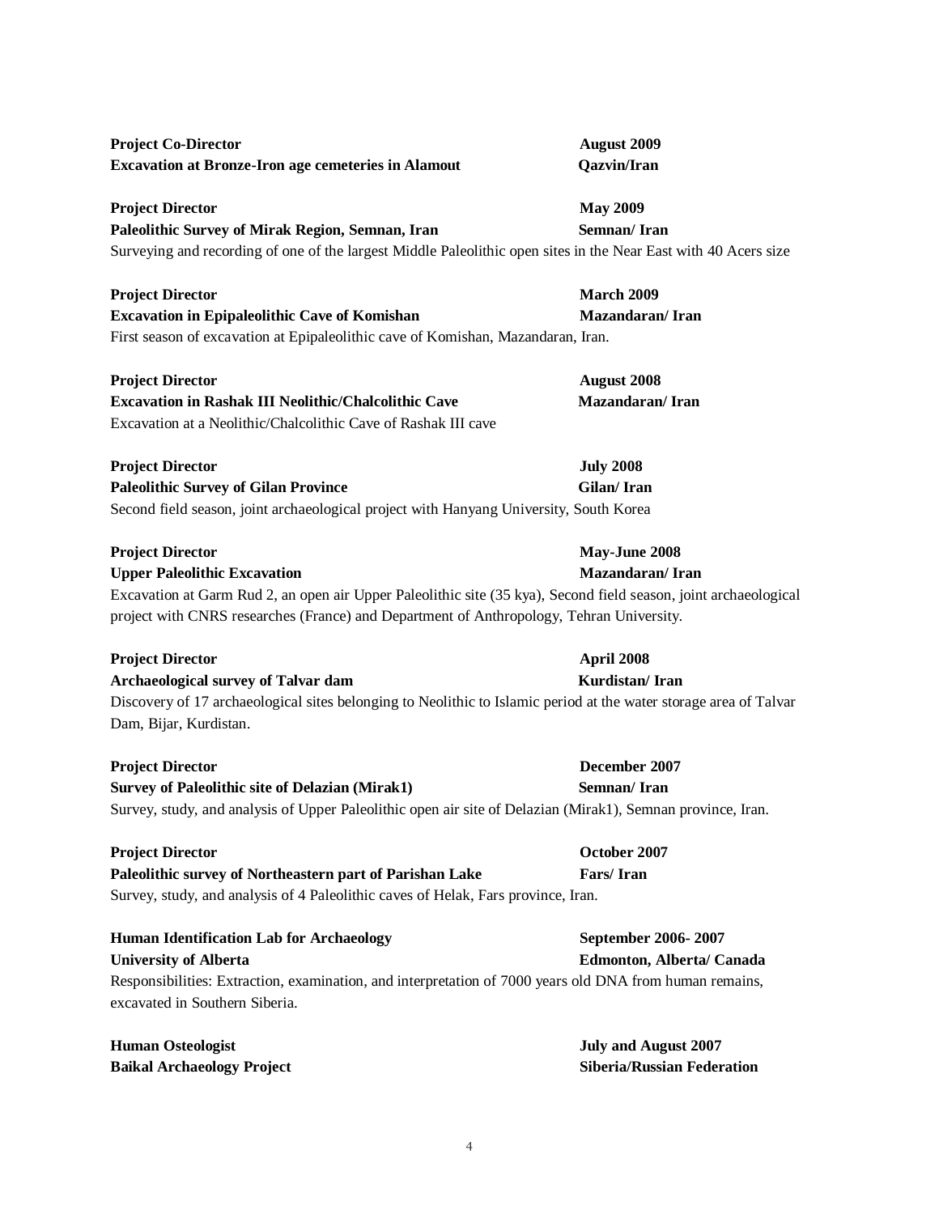**Project Co-Director** **August 2009**
**Excavation at Bronze-Iron age cemeteries in Alamout** **Qazvin/Iran**

**Project Director** **May 2009**
**Paleolithic Survey of Mirak Region, Semnan, Iran** **Semnan/ Iran**
Surveying and recording of one of the largest Middle Paleolithic open sites in the Near East with 40 Acers size

**Project Director** **March 2009**
**Excavation in Epipaleolithic Cave of Komishan** **Mazandaran/ Iran**
First season of excavation at Epipaleolithic cave of Komishan, Mazandaran, Iran.

**Project Director** **August 2008**
**Excavation in Rashak III Neolithic/Chalcolithic Cave** **Mazandaran/ Iran**
Excavation at a Neolithic/Chalcolithic Cave of Rashak III cave

**Project Director** **July 2008**
**Paleolithic Survey of Gilan Province** **Gilan/ Iran**
Second field season, joint archaeological project with Hanyang University, South Korea

**Project Director** **May-June 2008**
**Upper Paleolithic Excavation** **Mazandaran/ Iran**
Excavation at Garm Rud 2, an open air Upper Paleolithic site (35 kya), Second field season, joint archaeological project with CNRS researches (France) and Department of Anthropology, Tehran University.

**Project Director** **April 2008**
**Archaeological survey of Talvar dam** **Kurdistan/ Iran**
Discovery of 17 archaeological sites belonging to Neolithic to Islamic period at the water storage area of Talvar Dam, Bijar, Kurdistan.

**Project Director** **December 2007**
**Survey of Paleolithic site of Delazian (Mirak1)** **Semnan/ Iran**
Survey, study, and analysis of Upper Paleolithic open air site of Delazian (Mirak1), Semnan province, Iran.

**Project Director** **October 2007**
**Paleolithic survey of Northeastern part of Parishan Lake** **Fars/ Iran**
Survey, study, and analysis of 4 Paleolithic caves of Helak, Fars province, Iran.

**Human Identification Lab for Archaeology** **September 2006- 2007**
**University of Alberta** **Edmonton, Alberta/ Canada**
Responsibilities: Extraction, examination, and interpretation of 7000 years old DNA from human remains, excavated in Southern Siberia.

**Human Osteologist** **July and August 2007**
**Baikal Archaeology Project** **Siberia/Russian Federation**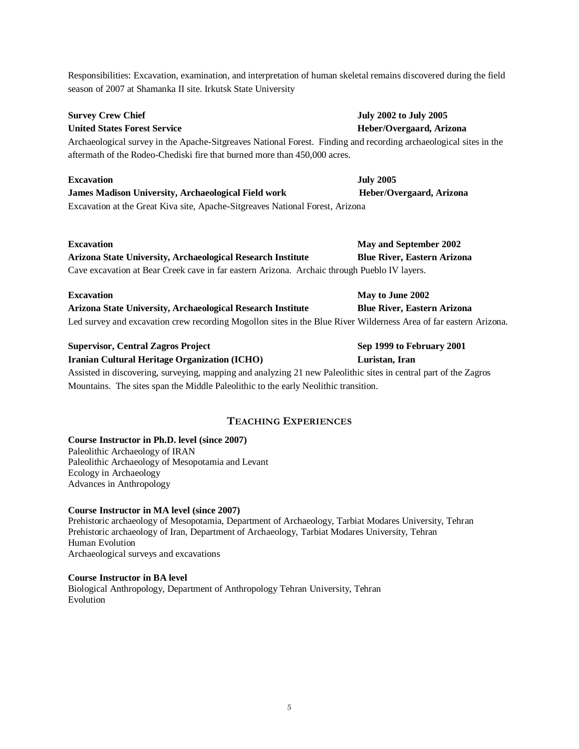Responsibilities: Excavation, examination, and interpretation of human skeletal remains discovered during the field season of 2007 at Shamanka II site. Irkutsk State University

**Survey Crew Chief** **July 2002 to July 2005**
**United States Forest Service** **Heber/Overgaard, Arizona**
Archaeological survey in the Apache-Sitgreaves National Forest. Finding and recording archaeological sites in the aftermath of the Rodeo-Chediski fire that burned more than 450,000 acres.

**Excavation** **July 2005**
**James Madison University, Archaeological Field work** **Heber/Overgaard, Arizona**
Excavation at the Great Kiva site, Apache-Sitgreaves National Forest, Arizona

**Excavation** **May and September 2002**
**Arizona State University, Archaeological Research Institute** **Blue River, Eastern Arizona**
Cave excavation at Bear Creek cave in far eastern Arizona. Archaic through Pueblo IV layers.

**Excavation** **May to June 2002**
**Arizona State University, Archaeological Research Institute** **Blue River, Eastern Arizona**
Led survey and excavation crew recording Mogollon sites in the Blue River Wilderness Area of far eastern Arizona.

**Supervisor, Central Zagros Project** **Sep 1999 to February 2001**
**Iranian Cultural Heritage Organization (ICHO)** **Luristan, Iran**
Assisted in discovering, surveying, mapping and analyzing 21 new Paleolithic sites in central part of the Zagros Mountains. The sites span the Middle Paleolithic to the early Neolithic transition.

## Teaching Experiences

**Course Instructor in Ph.D. level (since 2007)**
Paleolithic Archaeology of IRAN
Paleolithic Archaeology of Mesopotamia and Levant
Ecology in Archaeology
Advances in Anthropology

**Course Instructor in MA level (since 2007)**
Prehistoric archaeology of Mesopotamia, Department of Archaeology, Tarbiat Modares University, Tehran
Prehistoric archaeology of Iran, Department of Archaeology, Tarbiat Modares University, Tehran
Human Evolution
Archaeological surveys and excavations

**Course Instructor in BA level**
Biological Anthropology, Department of Anthropology Tehran University, Tehran
Evolution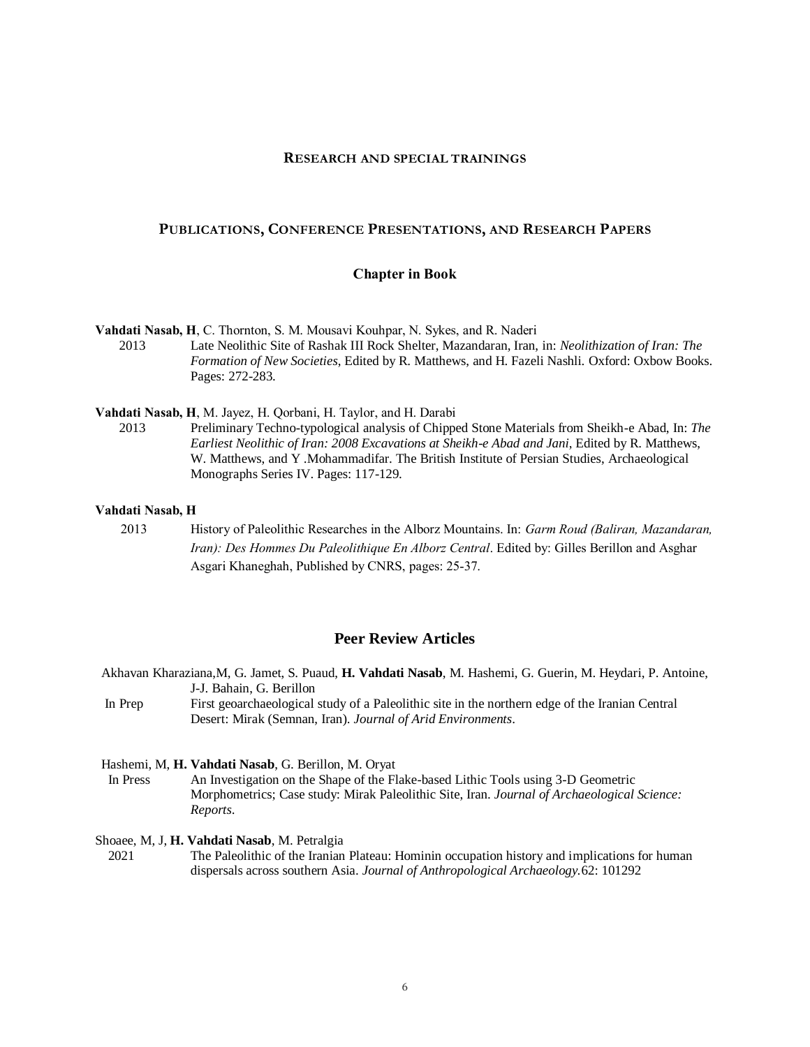## Research and special trainings

## Publications, Conference Presentations, and Research Papers

### Chapter in Book

**Vahdati Nasab, H**, C. Thornton, S. M. Mousavi Kouhpar, N. Sykes, and R. Naderi

2013 Late Neolithic Site of Rashak III Rock Shelter, Mazandaran, Iran, in: *Neolithization of Iran: The Formation of New Societies*, Edited by R. Matthews, and H. Fazeli Nashli. Oxford: Oxbow Books. Pages: 272-283.

**Vahdati Nasab, H**, M. Jayez, H. Qorbani, H. Taylor, and H. Darabi

2013 Preliminary Techno-typological analysis of Chipped Stone Materials from Sheikh-e Abad, In: *The Earliest Neolithic of Iran: 2008 Excavations at Sheikh-e Abad and Jani*, Edited by R. Matthews, W. Matthews, and Y .Mohammadifar. The British Institute of Persian Studies, Archaeological Monographs Series IV. Pages: 117-129.

**Vahdati Nasab, H**

2013 History of Paleolithic Researches in the Alborz Mountains. In: *Garm Roud (Baliran, Mazandaran, Iran): Des Hommes Du Paleolithique En Alborz Central*. Edited by: Gilles Berillon and Asghar Asgari Khaneghah, Published by CNRS, pages: 25-37.

### Peer Review Articles

Akhavan Kharaziana,M, G. Jamet, S. Puaud, **H. Vahdati Nasab**, M. Hashemi, G. Guerin, M. Heydari, P. Antoine, J-J. Bahain, G. Berillon

In Prep First geoarchaeological study of a Paleolithic site in the northern edge of the Iranian Central Desert: Mirak (Semnan, Iran). *Journal of Arid Environments*.

Hashemi, M, **H. Vahdati Nasab**, G. Berillon, M. Oryat

In Press An Investigation on the Shape of the Flake-based Lithic Tools using 3-D Geometric Morphometrics; Case study: Mirak Paleolithic Site, Iran. *Journal of Archaeological Science: Reports*.

Shoaee, M, J, **H. Vahdati Nasab**, M. Petralgia

2021 The Paleolithic of the Iranian Plateau: Hominin occupation history and implications for human dispersals across southern Asia. *Journal of Anthropological Archaeology.*62: 101292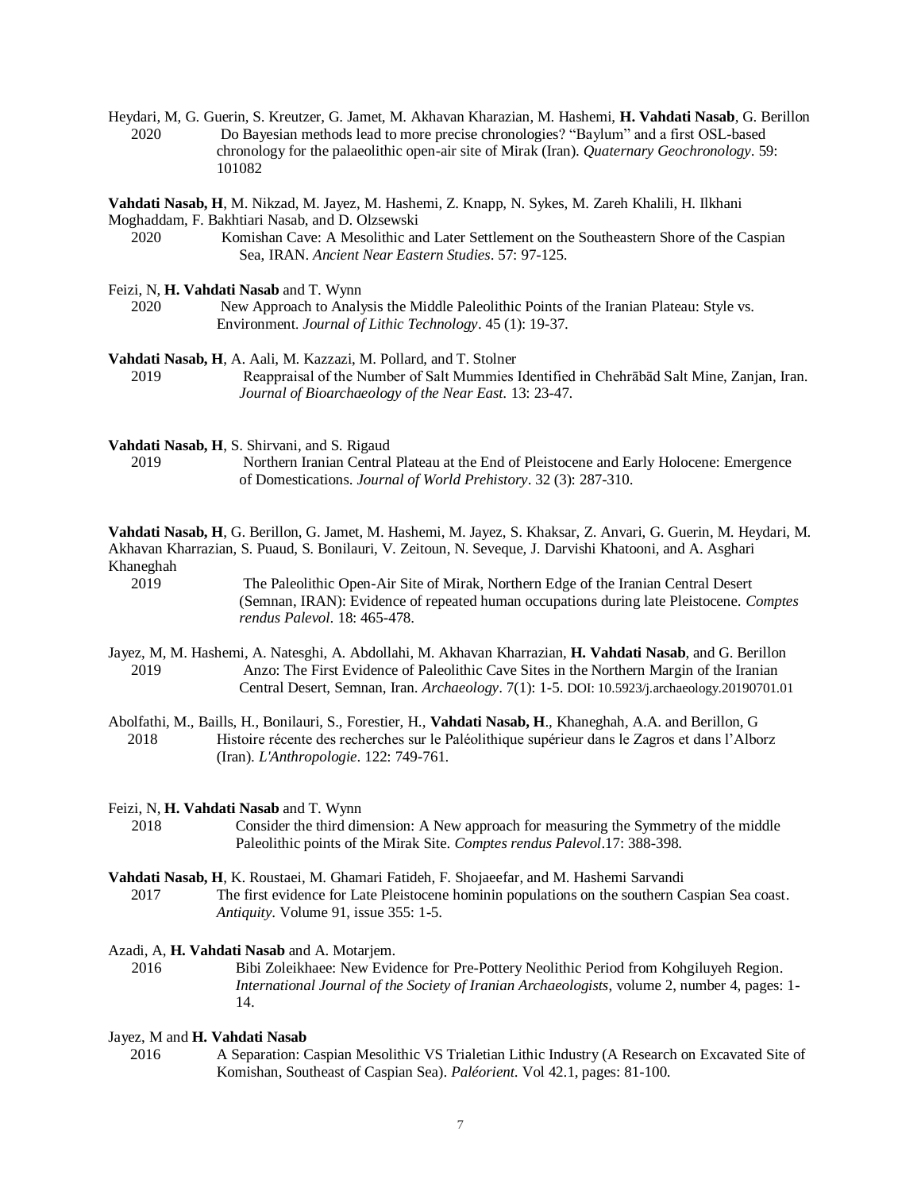Heydari, M, G. Guerin, S. Kreutzer, G. Jamet, M. Akhavan Kharazian, M. Hashemi, **H. Vahdati Nasab**, G. Berillon
2020 Do Bayesian methods lead to more precise chronologies? “Baylum” and a first OSL-based chronology for the palaeolithic open-air site of Mirak (Iran). *Quaternary Geochronology*. 59: 101082

**Vahdati Nasab, H**, M. Nikzad, M. Jayez, M. Hashemi, Z. Knapp, N. Sykes, M. Zareh Khalili, H. Ilkhani Moghaddam, F. Bakhtiari Nasab, and D. Olzsewski
2020 Komishan Cave: A Mesolithic and Later Settlement on the Southeastern Shore of the Caspian Sea, IRAN. *Ancient Near Eastern Studies*. 57: 97-125.

Feizi, N, **H. Vahdati Nasab** and T. Wynn
2020 New Approach to Analysis the Middle Paleolithic Points of the Iranian Plateau: Style vs. Environment. *Journal of Lithic Technology*. 45 (1): 19-37.

**Vahdati Nasab, H**, A. Aali, M. Kazzazi, M. Pollard, and T. Stolner
2019 Reappraisal of the Number of Salt Mummies Identified in Chehrābād Salt Mine, Zanjan, Iran. *Journal of Bioarchaeology of the Near East*. 13: 23-47.

**Vahdati Nasab, H**, S. Shirvani, and S. Rigaud
2019 Northern Iranian Central Plateau at the End of Pleistocene and Early Holocene: Emergence of Domestications. *Journal of World Prehistory*. 32 (3): 287-310.

**Vahdati Nasab, H**, G. Berillon, G. Jamet, M. Hashemi, M. Jayez, S. Khaksar, Z. Anvari, G. Guerin, M. Heydari, M. Akhavan Kharrazian, S. Puaud, S. Bonilauri, V. Zeitoun, N. Seveque, J. Darvishi Khatooni, and A. Asghari Khaneghah
2019 The Paleolithic Open-Air Site of Mirak, Northern Edge of the Iranian Central Desert (Semnan, IRAN): Evidence of repeated human occupations during late Pleistocene. *Comptes rendus Palevol*. 18: 465-478.

Jayez, M, M. Hashemi, A. Natesghi, A. Abdollahi, M. Akhavan Kharrazian, **H. Vahdati Nasab**, and G. Berillon
2019 Anzo: The First Evidence of Paleolithic Cave Sites in the Northern Margin of the Iranian Central Desert, Semnan, Iran. *Archaeology*. 7(1): 1-5. DOI: 10.5923/j.archaeology.20190701.01

Abolfathi, M., Baills, H., Bonilauri, S., Forestier, H., **Vahdati Nasab, H**., Khaneghah, A.A. and Berillon, G
2018 Histoire récente des recherches sur le Paléolithique supérieur dans le Zagros et dans l'Alborz (Iran). *L'Anthropologie*. 122: 749-761.

Feizi, N, **H. Vahdati Nasab** and T. Wynn
2018 Consider the third dimension: A New approach for measuring the Symmetry of the middle Paleolithic points of the Mirak Site. *Comptes rendus Palevol*.17: 388-398.

**Vahdati Nasab, H**, K. Roustaei, M. Ghamari Fatideh, F. Shojaeefar, and M. Hashemi Sarvandi
2017 The first evidence for Late Pleistocene hominin populations on the southern Caspian Sea coast. *Antiquity*. Volume 91, issue 355: 1-5.

Azadi, A, **H. Vahdati Nasab** and A. Motarjem.
2016 Bibi Zoleikhaee: New Evidence for Pre-Pottery Neolithic Period from Kohgiluyeh Region. *International Journal of the Society of Iranian Archaeologists*, volume 2, number 4, pages: 1-14.

Jayez, M and **H. Vahdati Nasab**
2016 A Separation: Caspian Mesolithic VS Trialetian Lithic Industry (A Research on Excavated Site of Komishan, Southeast of Caspian Sea). *Paléorient*. Vol 42.1, pages: 81-100.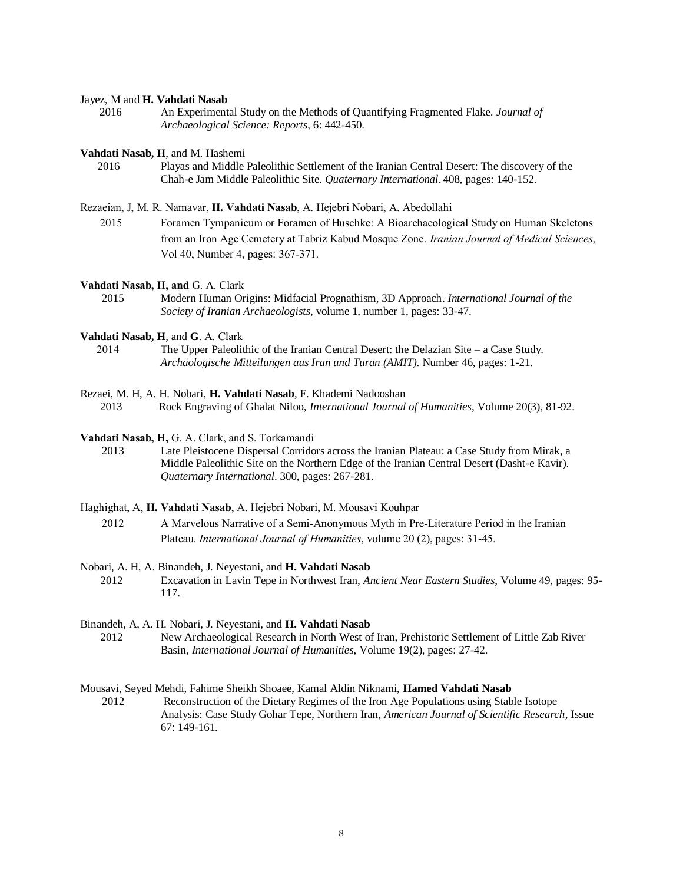Jayez, M and **H. Vahdati Nasab**

2016 An Experimental Study on the Methods of Quantifying Fragmented Flake. *Journal of Archaeological Science: Reports*, 6: 442-450.

**Vahdati Nasab, H**, and M. Hashemi

2016 Playas and Middle Paleolithic Settlement of the Iranian Central Desert: The discovery of the Chah-e Jam Middle Paleolithic Site. *Quaternary International*. 408, pages: 140-152.

Rezaeian, J, M. R. Namavar, **H. Vahdati Nasab**, A. Hejebri Nobari, A. Abedollahi

2015 Foramen Tympanicum or Foramen of Huschke: A Bioarchaeological Study on Human Skeletons from an Iron Age Cemetery at Tabriz Kabud Mosque Zone. *Iranian Journal of Medical Sciences*, Vol 40, Number 4, pages: 367-371.

**Vahdati Nasab, H, and** G. A. Clark

2015 Modern Human Origins: Midfacial Prognathism, 3D Approach. *International Journal of the Society of Iranian Archaeologists*, volume 1, number 1, pages: 33-47.

**Vahdati Nasab, H**, and **G**. A. Clark

2014 The Upper Paleolithic of the Iranian Central Desert: the Delazian Site – a Case Study. *Archäologische Mitteilungen aus Iran und Turan (AMIT)*. Number 46, pages: 1-21.

Rezaei, M. H, A. H. Nobari, **H. Vahdati Nasab**, F. Khademi Nadooshan

2013 Rock Engraving of Ghalat Niloo, *International Journal of Humanities*, Volume 20(3), 81-92.

**Vahdati Nasab, H,** G. A. Clark, and S. Torkamandi

2013 Late Pleistocene Dispersal Corridors across the Iranian Plateau: a Case Study from Mirak, a Middle Paleolithic Site on the Northern Edge of the Iranian Central Desert (Dasht-e Kavir). *Quaternary International*. 300, pages: 267-281.

Haghighat, A, **H. Vahdati Nasab**, A. Hejebri Nobari, M. Mousavi Kouhpar

2012 A Marvelous Narrative of a Semi-Anonymous Myth in Pre-Literature Period in the Iranian Plateau. *International Journal of Humanities*, volume 20 (2), pages: 31-45.

Nobari, A. H, A. Binandeh, J. Neyestani, and **H. Vahdati Nasab**

2012 Excavation in Lavin Tepe in Northwest Iran, *Ancient Near Eastern Studies*, Volume 49, pages: 95-117.

Binandeh, A, A. H. Nobari, J. Neyestani, and **H. Vahdati Nasab**

2012 New Archaeological Research in North West of Iran, Prehistoric Settlement of Little Zab River Basin, *International Journal of Humanities*, Volume 19(2), pages: 27-42.

Mousavi, Seyed Mehdi, Fahime Sheikh Shoaee, Kamal Aldin Niknami, **Hamed Vahdati Nasab**

2012 Reconstruction of the Dietary Regimes of the Iron Age Populations using Stable Isotope Analysis: Case Study Gohar Tepe, Northern Iran, *American Journal of Scientific Research*, Issue 67: 149-161.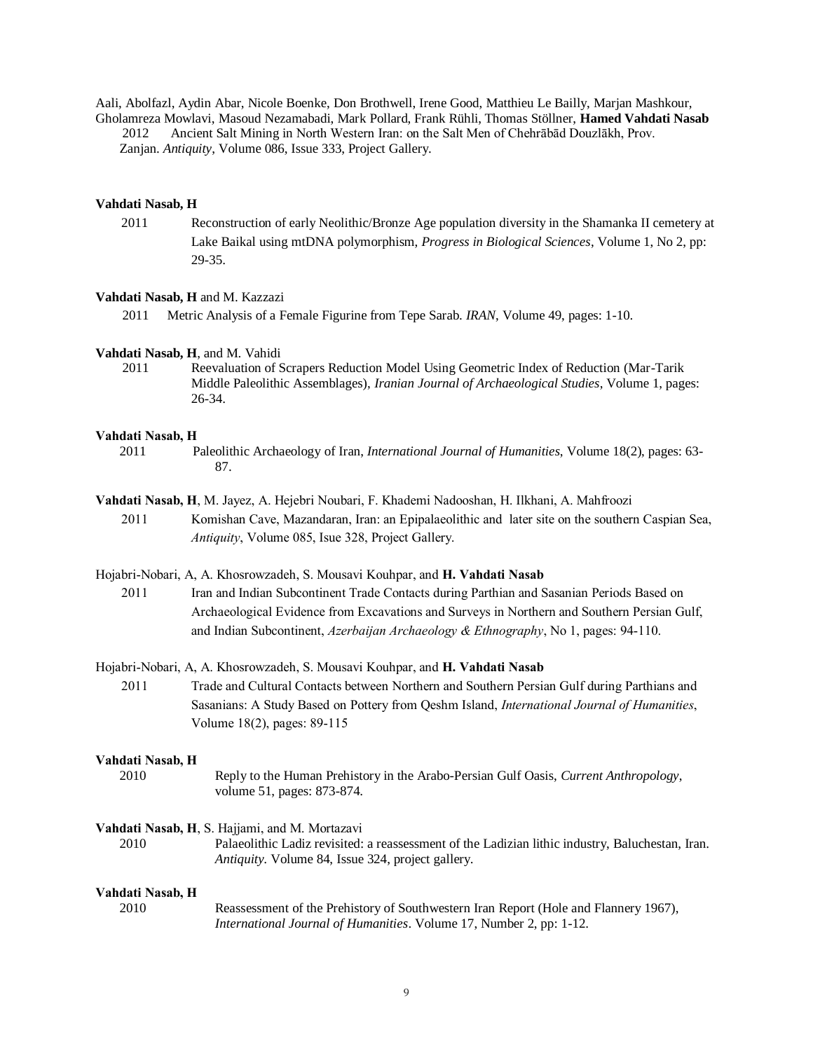Aali, Abolfazl, Aydin Abar, Nicole Boenke, Don Brothwell, Irene Good, Matthieu Le Bailly, Marjan Mashkour, Gholamreza Mowlavi, Masoud Nezamabadi, Mark Pollard, Frank Rühli, Thomas Stöllner, **Hamed Vahdati Nasab**

2012 Ancient Salt Mining in North Western Iran: on the Salt Men of Chehrābād Douzlākh, Prov. Zanjan. *Antiquity*, Volume 086, Issue 333, Project Gallery.

**Vahdati Nasab, H**

2011 Reconstruction of early Neolithic/Bronze Age population diversity in the Shamanka II cemetery at Lake Baikal using mtDNA polymorphism, *Progress in Biological Sciences*, Volume 1, No 2, pp: 29-35.

**Vahdati Nasab, H** and M. Kazzazi

2011 Metric Analysis of a Female Figurine from Tepe Sarab. *IRAN*, Volume 49, pages: 1-10.

**Vahdati Nasab, H**, and M. Vahidi

2011 Reevaluation of Scrapers Reduction Model Using Geometric Index of Reduction (Mar-Tarik Middle Paleolithic Assemblages), *Iranian Journal of Archaeological Studies*, Volume 1, pages: 26-34.

**Vahdati Nasab, H**

2011 Paleolithic Archaeology of Iran, *International Journal of Humanities*, Volume 18(2), pages: 63-87.

**Vahdati Nasab, H**, M. Jayez, A. Hejebri Noubari, F. Khademi Nadooshan, H. Ilkhani, A. Mahfroozi

2011 Komishan Cave, Mazandaran, Iran: an Epipalaeolithic and later site on the southern Caspian Sea, *Antiquity*, Volume 085, Isue 328, Project Gallery.

Hojabri-Nobari, A, A. Khosrowzadeh, S. Mousavi Kouhpar, and **H. Vahdati Nasab**

2011 Iran and Indian Subcontinent Trade Contacts during Parthian and Sasanian Periods Based on Archaeological Evidence from Excavations and Surveys in Northern and Southern Persian Gulf, and Indian Subcontinent, *Azerbaijan Archaeology & Ethnography*, No 1, pages: 94-110.

Hojabri-Nobari, A, A. Khosrowzadeh, S. Mousavi Kouhpar, and **H. Vahdati Nasab**

2011 Trade and Cultural Contacts between Northern and Southern Persian Gulf during Parthians and Sasanians: A Study Based on Pottery from Qeshm Island, *International Journal of Humanities*, Volume 18(2), pages: 89-115

**Vahdati Nasab, H**

2010 Reply to the Human Prehistory in the Arabo-Persian Gulf Oasis, *Current Anthropology*, volume 51, pages: 873-874.

**Vahdati Nasab, H**, S. Hajjami, and M. Mortazavi

2010 Palaeolithic Ladiz revisited: a reassessment of the Ladizian lithic industry, Baluchestan, Iran. *Antiquity*. Volume 84, Issue 324, project gallery.

**Vahdati Nasab, H**

2010 Reassessment of the Prehistory of Southwestern Iran Report (Hole and Flannery 1967), *International Journal of Humanities*. Volume 17, Number 2, pp: 1-12.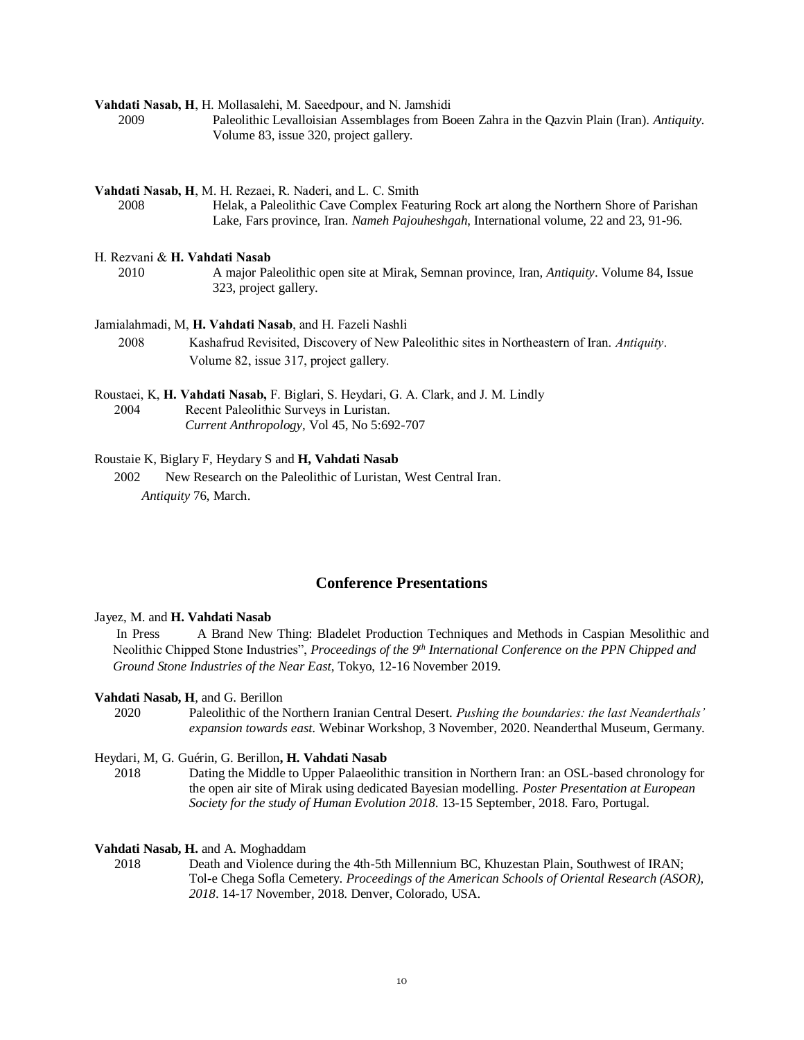**Vahdati Nasab, H**, H. Mollasalehi, M. Saeedpour, and N. Jamshidi

2009 Paleolithic Levalloisian Assemblages from Boeen Zahra in the Qazvin Plain (Iran). *Antiquity*. Volume 83, issue 320, project gallery.

**Vahdati Nasab, H**, M. H. Rezaei, R. Naderi, and L. C. Smith

2008 Helak, a Paleolithic Cave Complex Featuring Rock art along the Northern Shore of Parishan Lake, Fars province, Iran. *Nameh Pajouheshgah*, International volume, 22 and 23, 91-96.

H. Rezvani & **H. Vahdati Nasab**

2010 A major Paleolithic open site at Mirak, Semnan province, Iran, *Antiquity*. Volume 84, Issue 323, project gallery.

Jamialahmadi, M, **H. Vahdati Nasab**, and H. Fazeli Nashli

2008 Kashafrud Revisited, Discovery of New Paleolithic sites in Northeastern of Iran. *Antiquity*. Volume 82, issue 317, project gallery.

Roustaei, K, **H. Vahdati Nasab,** F. Biglari, S. Heydari, G. A. Clark, and J. M. Lindly

2004 Recent Paleolithic Surveys in Luristan. *Current Anthropology*, Vol 45, No 5:692-707

Roustaie K, Biglary F, Heydary S and **H, Vahdati Nasab**

2002 New Research on the Paleolithic of Luristan, West Central Iran. *Antiquity* 76, March.

## Conference Presentations

Jayez, M. and **H. Vahdati Nasab**

In Press A Brand New Thing: Bladelet Production Techniques and Methods in Caspian Mesolithic and Neolithic Chipped Stone Industries", *Proceedings of the 9th International Conference on the PPN Chipped and Ground Stone Industries of the Near East*, Tokyo, 12-16 November 2019.

**Vahdati Nasab, H**, and G. Berillon

2020 Paleolithic of the Northern Iranian Central Desert. *Pushing the boundaries: the last Neanderthals' expansion towards east.* Webinar Workshop, 3 November, 2020. Neanderthal Museum, Germany.

Heydari, M, G. Guérin, G. Berillon**, H. Vahdati Nasab**

2018 Dating the Middle to Upper Palaeolithic transition in Northern Iran: an OSL-based chronology for the open air site of Mirak using dedicated Bayesian modelling. *Poster Presentation at European Society for the study of Human Evolution 2018*. 13-15 September, 2018. Faro, Portugal.

**Vahdati Nasab, H.** and A. Moghaddam

2018 Death and Violence during the 4th-5th Millennium BC, Khuzestan Plain, Southwest of IRAN; Tol-e Chega Sofla Cemetery. *Proceedings of the American Schools of Oriental Research (ASOR), 2018*. 14-17 November, 2018. Denver, Colorado, USA.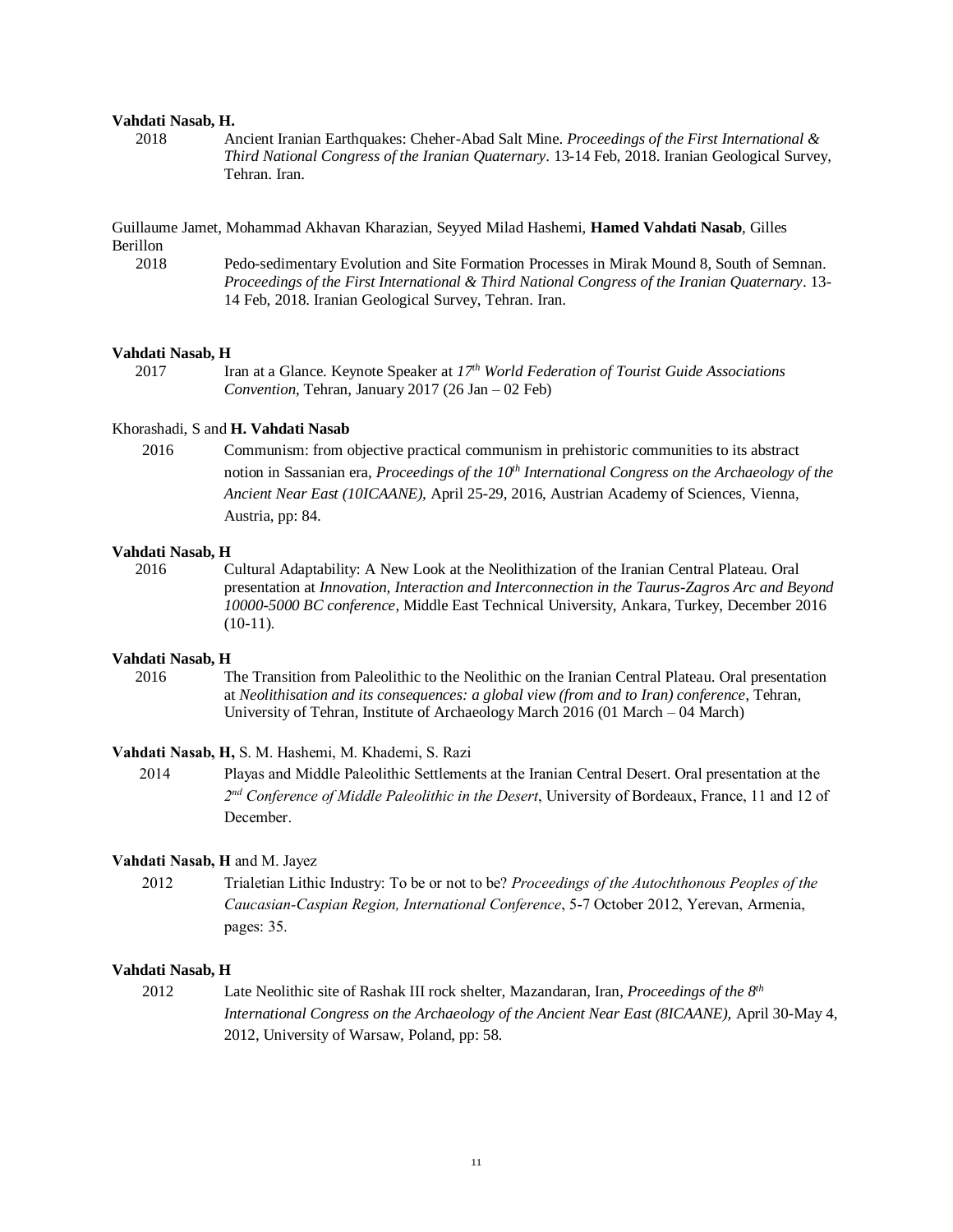**Vahdati Nasab, H.**

2018 Ancient Iranian Earthquakes: Cheher-Abad Salt Mine. *Proceedings of the First International & Third National Congress of the Iranian Quaternary*. 13-14 Feb, 2018. Iranian Geological Survey, Tehran. Iran.

Guillaume Jamet, Mohammad Akhavan Kharazian, Seyyed Milad Hashemi, **Hamed Vahdati Nasab**, Gilles Berillon

2018 Pedo-sedimentary Evolution and Site Formation Processes in Mirak Mound 8, South of Semnan. *Proceedings of the First International & Third National Congress of the Iranian Quaternary*. 13-14 Feb, 2018. Iranian Geological Survey, Tehran. Iran.

**Vahdati Nasab, H**

2017 Iran at a Glance. Keynote Speaker at *17th World Federation of Tourist Guide Associations Convention*, Tehran, January 2017 (26 Jan – 02 Feb)

Khorashadi, S and **H. Vahdati Nasab**

2016 Communism: from objective practical communism in prehistoric communities to its abstract notion in Sassanian era, *Proceedings of the 10th International Congress on the Archaeology of the Ancient Near East (10ICAANE)*, April 25-29, 2016, Austrian Academy of Sciences, Vienna, Austria, pp: 84.

**Vahdati Nasab, H**

2016 Cultural Adaptability: A New Look at the Neolithization of the Iranian Central Plateau. Oral presentation at *Innovation, Interaction and Interconnection in the Taurus-Zagros Arc and Beyond 10000-5000 BC conference*, Middle East Technical University, Ankara, Turkey, December 2016 (10-11).

**Vahdati Nasab, H**

2016 The Transition from Paleolithic to the Neolithic on the Iranian Central Plateau. Oral presentation at *Neolithisation and its consequences: a global view (from and to Iran) conference*, Tehran, University of Tehran, Institute of Archaeology March 2016 (01 March – 04 March)

**Vahdati Nasab, H,** S. M. Hashemi, M. Khademi, S. Razi

2014 Playas and Middle Paleolithic Settlements at the Iranian Central Desert. Oral presentation at the *2nd Conference of Middle Paleolithic in the Desert*, University of Bordeaux, France, 11 and 12 of December.

**Vahdati Nasab, H** and M. Jayez

2012 Trialetian Lithic Industry: To be or not to be? *Proceedings of the Autochthonous Peoples of the Caucasian-Caspian Region, International Conference*, 5-7 October 2012, Yerevan, Armenia, pages: 35.

**Vahdati Nasab, H**

2012 Late Neolithic site of Rashak III rock shelter, Mazandaran, Iran, *Proceedings of the 8th International Congress on the Archaeology of the Ancient Near East (8ICAANE),* April 30-May 4, 2012, University of Warsaw, Poland, pp: 58.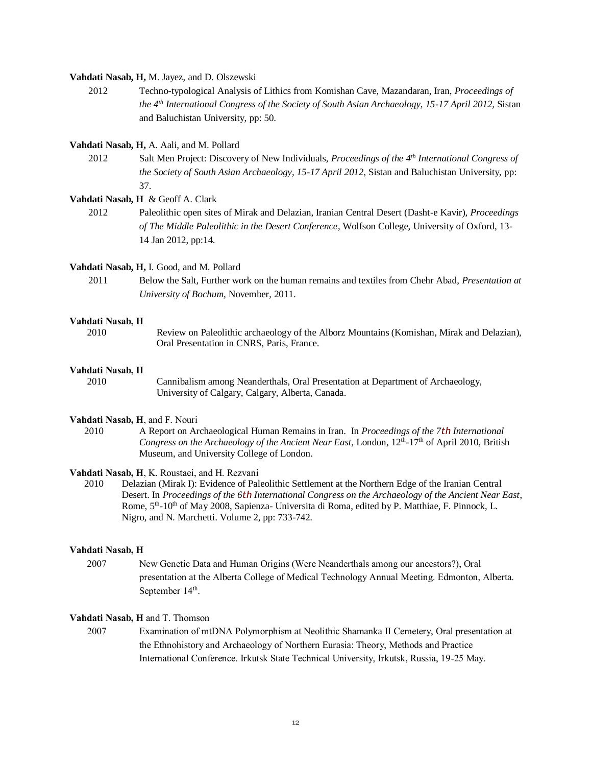**Vahdati Nasab, H,** M. Jayez, and D. Olszewski

2012 Techno-typological Analysis of Lithics from Komishan Cave, Mazandaran, Iran, *Proceedings of the 4th International Congress of the Society of South Asian Archaeology, 15-17 April 2012,* Sistan and Baluchistan University, pp: 50.

**Vahdati Nasab, H,** A. Aali, and M. Pollard

2012 Salt Men Project: Discovery of New Individuals, *Proceedings of the 4th International Congress of the Society of South Asian Archaeology, 15-17 April 2012,* Sistan and Baluchistan University, pp: 37.

**Vahdati Nasab, H** & Geoff A. Clark

2012 Paleolithic open sites of Mirak and Delazian, Iranian Central Desert (Dasht-e Kavir), *Proceedings of The Middle Paleolithic in the Desert Conference*, Wolfson College, University of Oxford, 13-14 Jan 2012, pp:14.

**Vahdati Nasab, H,** I. Good, and M. Pollard

2011 Below the Salt, Further work on the human remains and textiles from Chehr Abad, *Presentation at University of Bochum,* November, 2011.

**Vahdati Nasab, H**

2010 Review on Paleolithic archaeology of the Alborz Mountains (Komishan, Mirak and Delazian), Oral Presentation in CNRS, Paris, France.

**Vahdati Nasab, H**

2010 Cannibalism among Neanderthals, Oral Presentation at Department of Archaeology, University of Calgary, Calgary, Alberta, Canada.

**Vahdati Nasab, H**, and F. Nouri

2010 A Report on Archaeological Human Remains in Iran. In *Proceedings of the 7th International Congress on the Archaeology of the Ancient Near East*, London, 12th-17th of April 2010, British Museum, and University College of London.

**Vahdati Nasab, H**, K. Roustaei, and H. Rezvani

2010 Delazian (Mirak I): Evidence of Paleolithic Settlement at the Northern Edge of the Iranian Central Desert. In *Proceedings of the 6th International Congress on the Archaeology of the Ancient Near East*, Rome, 5th-10th of May 2008, Sapienza- Universita di Roma, edited by P. Matthiae, F. Pinnock, L. Nigro, and N. Marchetti. Volume 2, pp: 733-742.

**Vahdati Nasab, H**

2007 New Genetic Data and Human Origins (Were Neanderthals among our ancestors?), Oral presentation at the Alberta College of Medical Technology Annual Meeting. Edmonton, Alberta. September 14th.

**Vahdati Nasab, H** and T. Thomson

2007 Examination of mtDNA Polymorphism at Neolithic Shamanka II Cemetery, Oral presentation at the Ethnohistory and Archaeology of Northern Eurasia: Theory, Methods and Practice International Conference. Irkutsk State Technical University, Irkutsk, Russia, 19-25 May.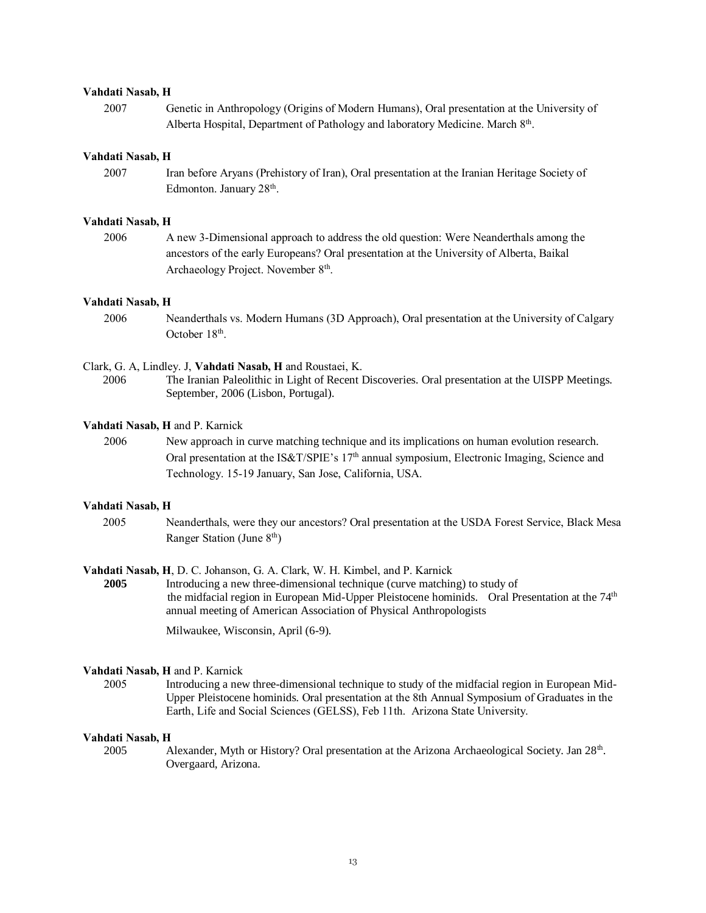**Vahdati Nasab, H**

2007 Genetic in Anthropology (Origins of Modern Humans), Oral presentation at the University of Alberta Hospital, Department of Pathology and laboratory Medicine. March 8th.

**Vahdati Nasab, H**

2007 Iran before Aryans (Prehistory of Iran), Oral presentation at the Iranian Heritage Society of Edmonton. January 28th.

**Vahdati Nasab, H**

2006 A new 3-Dimensional approach to address the old question: Were Neanderthals among the ancestors of the early Europeans? Oral presentation at the University of Alberta, Baikal Archaeology Project. November 8th.

**Vahdati Nasab, H**

2006 Neanderthals vs. Modern Humans (3D Approach), Oral presentation at the University of Calgary October 18th.

Clark, G. A, Lindley. J, **Vahdati Nasab, H** and Roustaei, K.

2006 The Iranian Paleolithic in Light of Recent Discoveries. Oral presentation at the UISPP Meetings. September, 2006 (Lisbon, Portugal).

**Vahdati Nasab, H** and P. Karnick

2006 New approach in curve matching technique and its implications on human evolution research. Oral presentation at the IS&T/SPIE's 17th annual symposium, Electronic Imaging, Science and Technology. 15-19 January, San Jose, California, USA.

**Vahdati Nasab, H**

2005 Neanderthals, were they our ancestors? Oral presentation at the USDA Forest Service, Black Mesa Ranger Station (June 8th)

**Vahdati Nasab, H**, D. C. Johanson, G. A. Clark, W. H. Kimbel, and P. Karnick

**2005** Introducing a new three-dimensional technique (curve matching) to study of the midfacial region in European Mid-Upper Pleistocene hominids. Oral Presentation at the 74th annual meeting of American Association of Physical Anthropologists

Milwaukee, Wisconsin, April (6-9).

**Vahdati Nasab, H** and P. Karnick

2005 Introducing a new three-dimensional technique to study of the midfacial region in European Mid-Upper Pleistocene hominids. Oral presentation at the 8th Annual Symposium of Graduates in the Earth, Life and Social Sciences (GELSS), Feb 11th. Arizona State University.

**Vahdati Nasab, H**

2005 Alexander, Myth or History? Oral presentation at the Arizona Archaeological Society. Jan 28th. Overgaard, Arizona.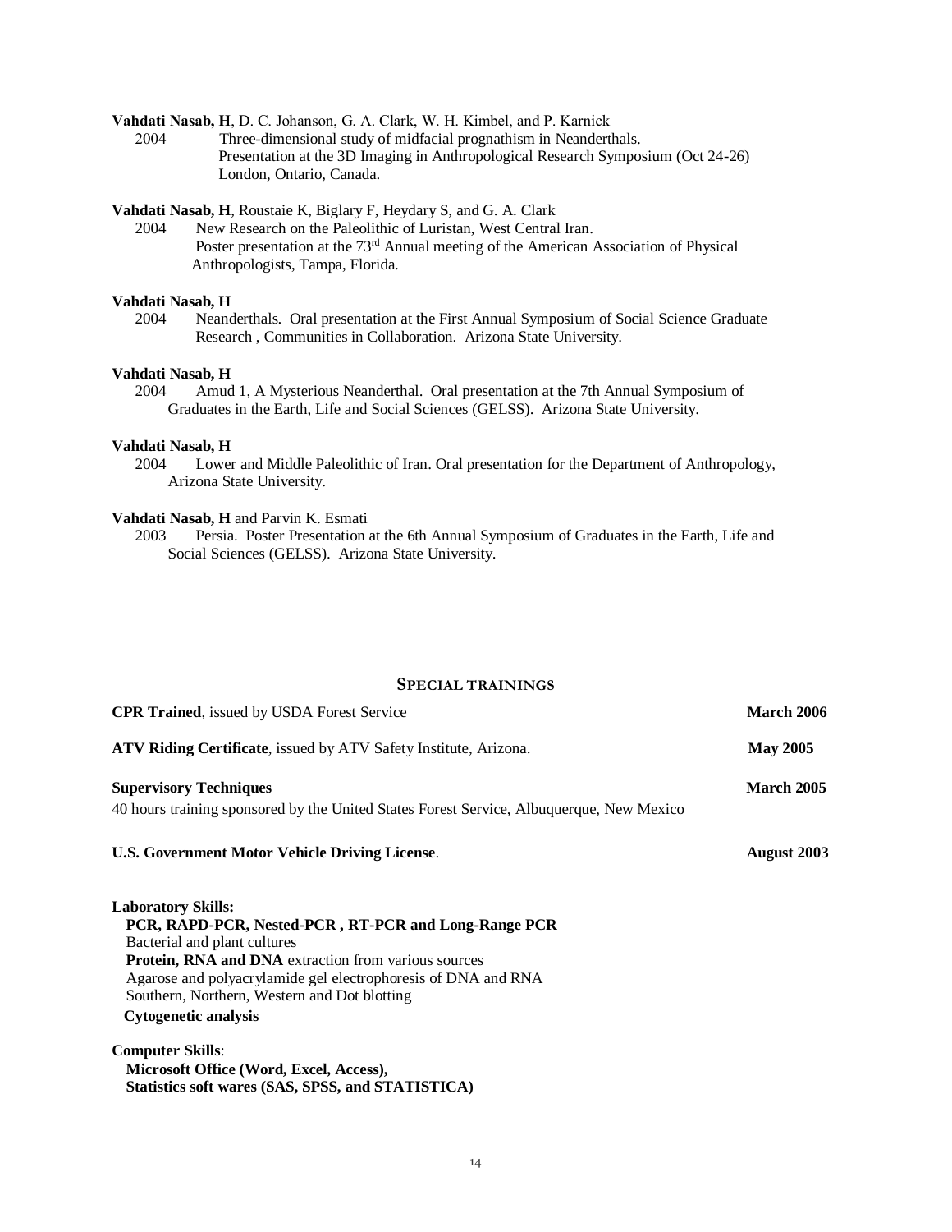**Vahdati Nasab, H**, D. C. Johanson, G. A. Clark, W. H. Kimbel, and P. Karnick

2004 Three-dimensional study of midfacial prognathism in Neanderthals. Presentation at the 3D Imaging in Anthropological Research Symposium (Oct 24-26) London, Ontario, Canada.

**Vahdati Nasab, H**, Roustaie K, Biglary F, Heydary S, and G. A. Clark

2004 New Research on the Paleolithic of Luristan, West Central Iran. Poster presentation at the 73rd Annual meeting of the American Association of Physical Anthropologists, Tampa, Florida.

**Vahdati Nasab, H**

2004 Neanderthals. Oral presentation at the First Annual Symposium of Social Science Graduate Research , Communities in Collaboration. Arizona State University.

**Vahdati Nasab, H**

2004 Amud 1, A Mysterious Neanderthal. Oral presentation at the 7th Annual Symposium of Graduates in the Earth, Life and Social Sciences (GELSS). Arizona State University.

**Vahdati Nasab, H**

2004 Lower and Middle Paleolithic of Iran. Oral presentation for the Department of Anthropology, Arizona State University.

**Vahdati Nasab, H** and Parvin K. Esmati

2003 Persia. Poster Presentation at the 6th Annual Symposium of Graduates in the Earth, Life and Social Sciences (GELSS). Arizona State University.

## SPECIAL TRAININGS

**CPR Trained**, issued by USDA Forest Service — **March 2006**

**ATV Riding Certificate**, issued by ATV Safety Institute, Arizona. — **May 2005**

**Supervisory Techniques** — **March 2005**
40 hours training sponsored by the United States Forest Service, Albuquerque, New Mexico

**U.S. Government Motor Vehicle Driving License**. — **August 2003**

**Laboratory Skills:**

- **PCR, RAPD-PCR, Nested-PCR , RT-PCR and Long-Range PCR**
- Bacterial and plant cultures
- **Protein, RNA and DNA** extraction from various sources
- Agarose and polyacrylamide gel electrophoresis of DNA and RNA
- Southern, Northern, Western and Dot blotting
- **Cytogenetic analysis**

**Computer Skills**:

- **Microsoft Office (Word, Excel, Access),**
- **Statistics soft wares (SAS, SPSS, and STATISTICA)**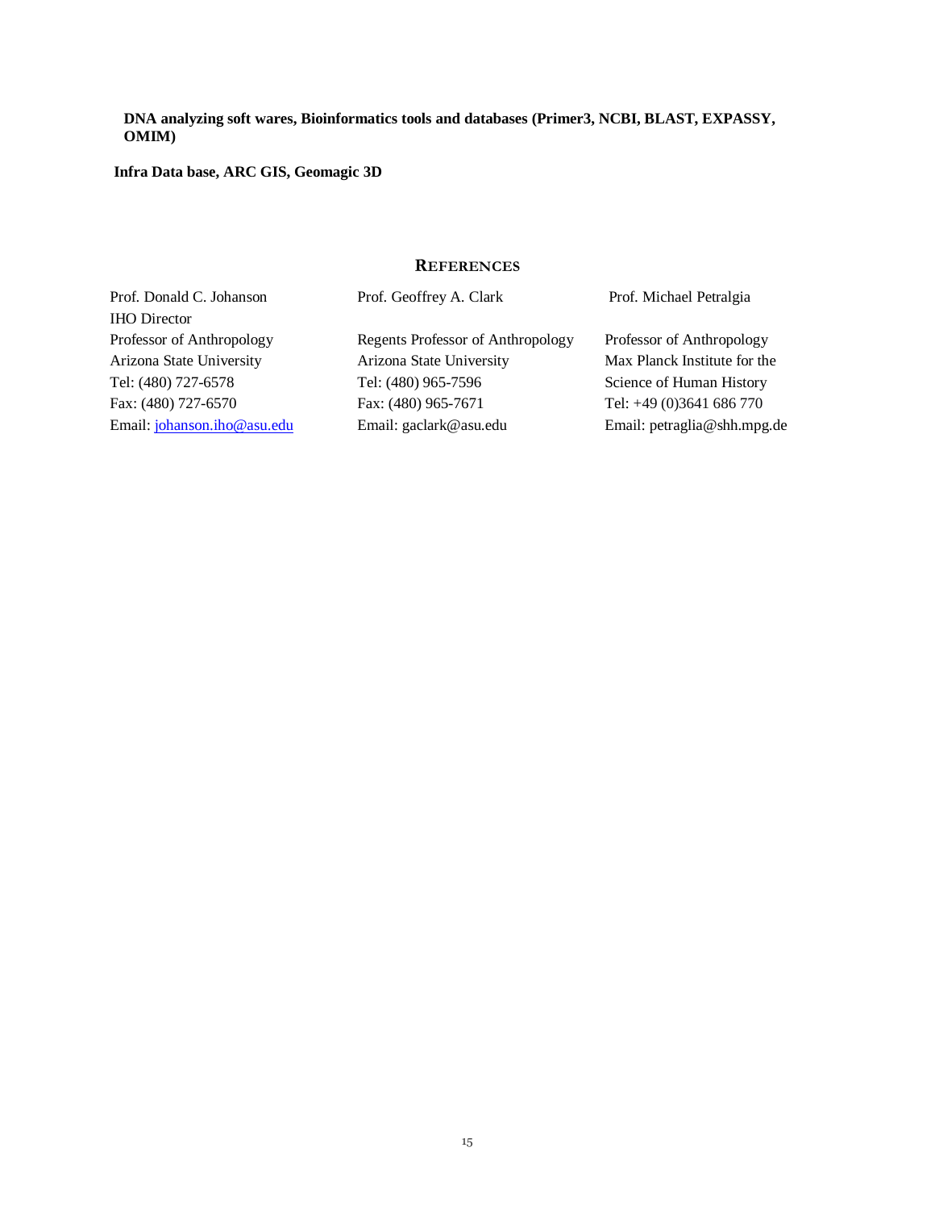**DNA analyzing soft wares, Bioinformatics tools and databases (Primer3, NCBI, BLAST, EXPASSY, OMIM)**

**Infra Data base, ARC GIS, Geomagic 3D**

## REFERENCES

Prof. Donald C. Johanson
IHO Director
Professor of Anthropology
Arizona State University
Tel: (480) 727-6578
Fax: (480) 727-6570
Email: johanson.iho@asu.edu

Prof. Geoffrey A. Clark
Regents Professor of Anthropology
Arizona State University
Tel: (480) 965-7596
Fax: (480) 965-7671
Email: gaclark@asu.edu

Prof. Michael Petralgia
Professor of Anthropology
Max Planck Institute for the Science of Human History
Tel: +49 (0)3641 686 770
Email: petraglia@shh.mpg.de